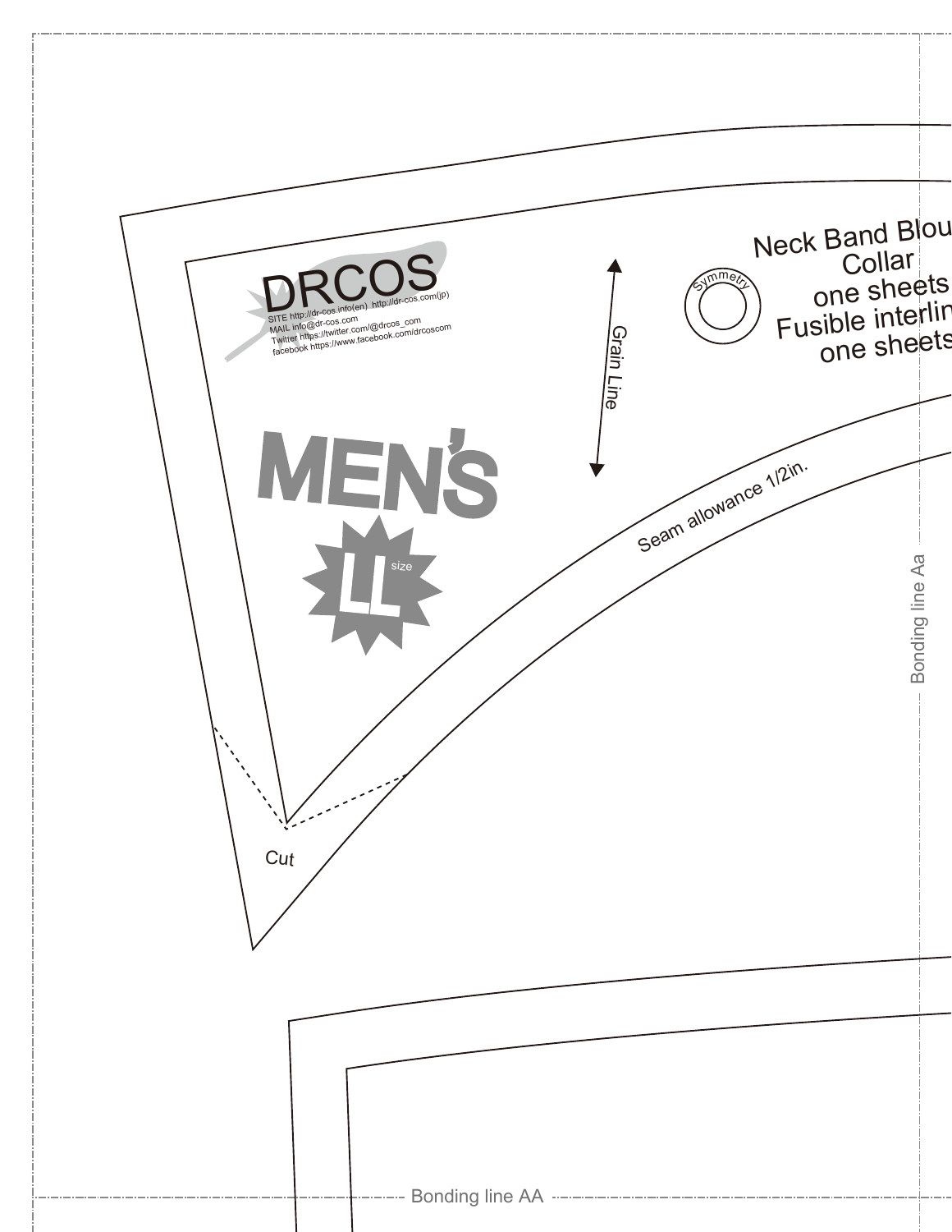DRCOS

SITE http://dr-cos.info(en) http://dr-cos.com(jp)
MAIL info@dr-cos.com
Twitter https://twitter.com/@drcos_com
facebook https://www.facebook.com/drcoscom

MEN'S

LL size

Grain Line

Symmetry

Neck Band Blou
Collar
one sheets
Fusible interlin
one sheets

Seam allowance 1/2in.

Cut

Bonding line Aa

Bonding line AA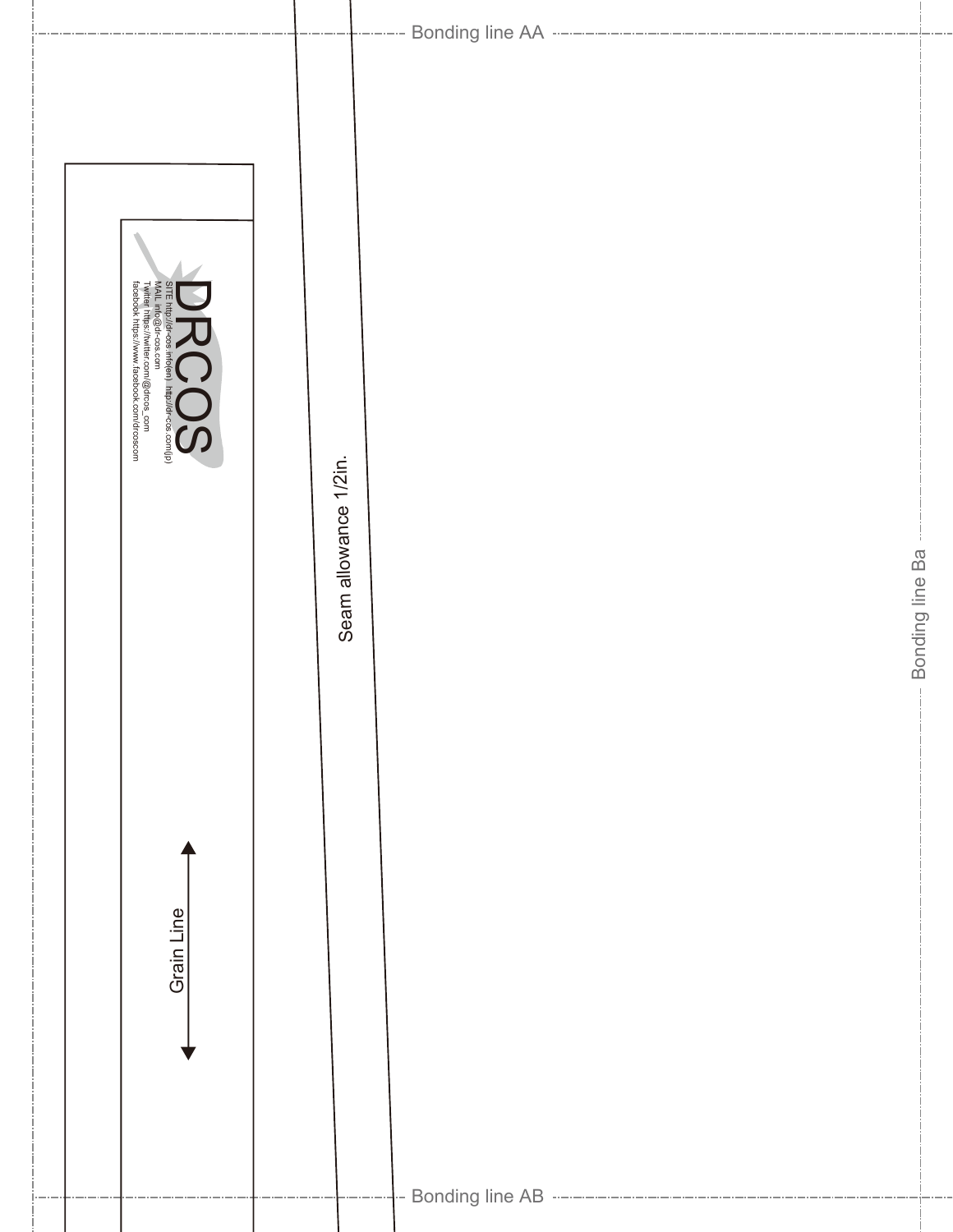Bonding line AA

DRCOS

SITE http://dr-cos.info(en) http://dr-cos.com(jp)
MAIL info@dr-cos.com
Twitter https://twitter.com/@drcos_com
facebook https://www.facebook.com/drcoscom

Seam allowance 1/2in.

Bonding line Ba

Grain Line

Bonding line AB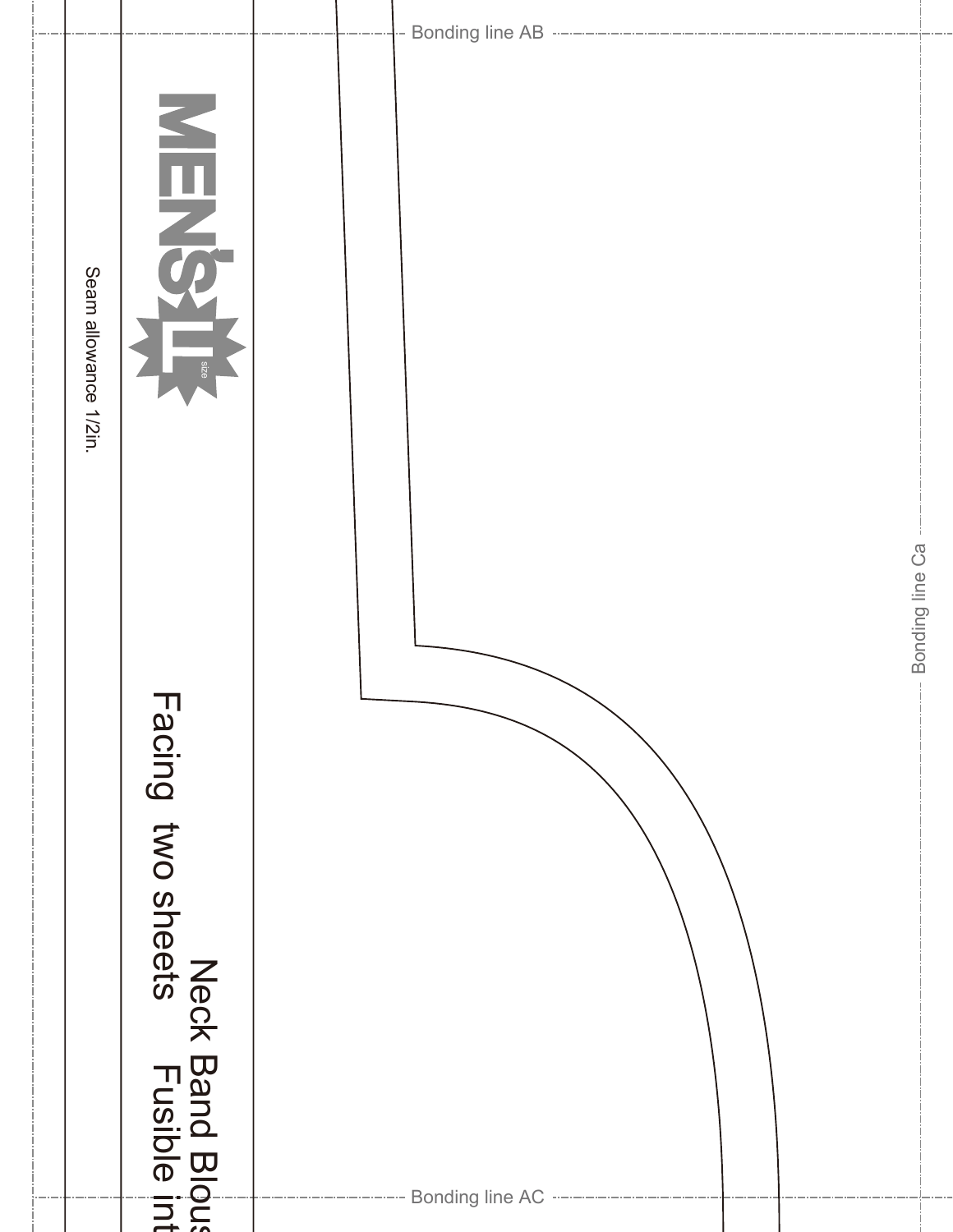Bonding line AB

MEN'S LL size

Seam allowance 1/2in.

Facing two sheets

Neck Band Blous

Fusible int

Bonding line Ca

Bonding line AC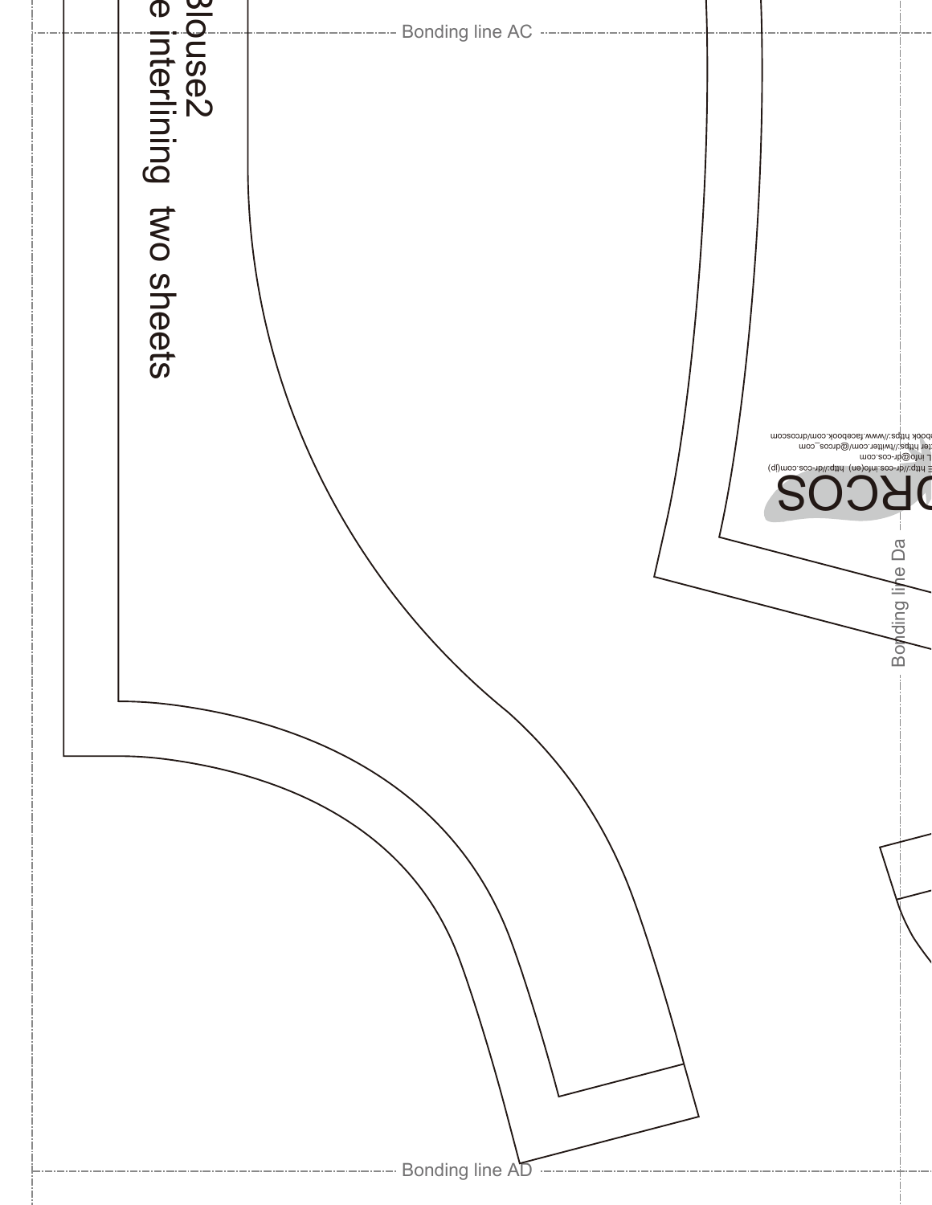Bonding line AC

Blouse2

e interlining two sheets

Bonding line Da

DRCOS

E http://dr-cos.info(en) http://dr-cos.com(jp)

L info@dr-cos.com

ter https://twitter.com/@drcos_com

book https://www.facebook.com/drcoscom

Bonding line AD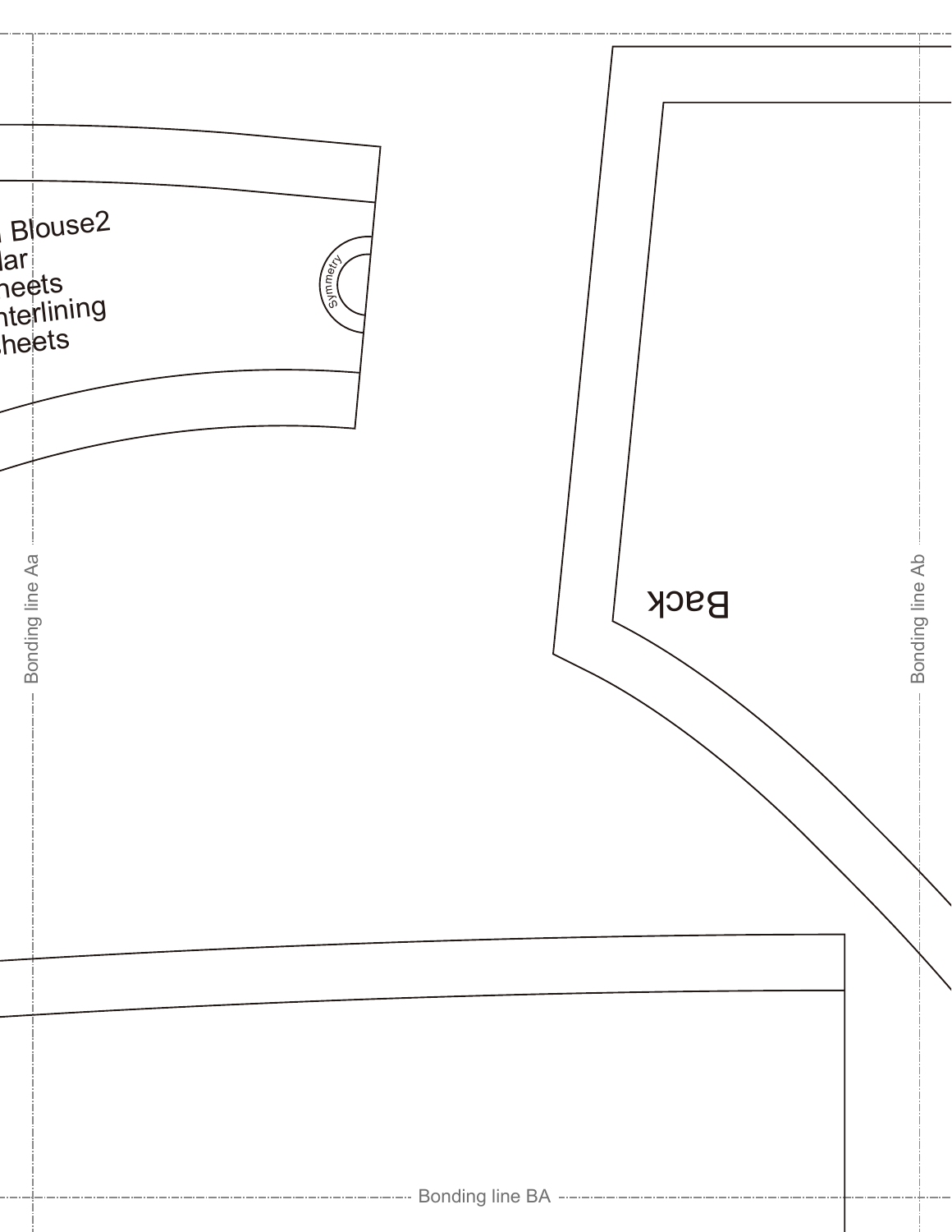Blouse2
lar
heets
nterlining
heets

Symmetry

Back

Bonding line Aa

Bonding line Ab

Bonding line BA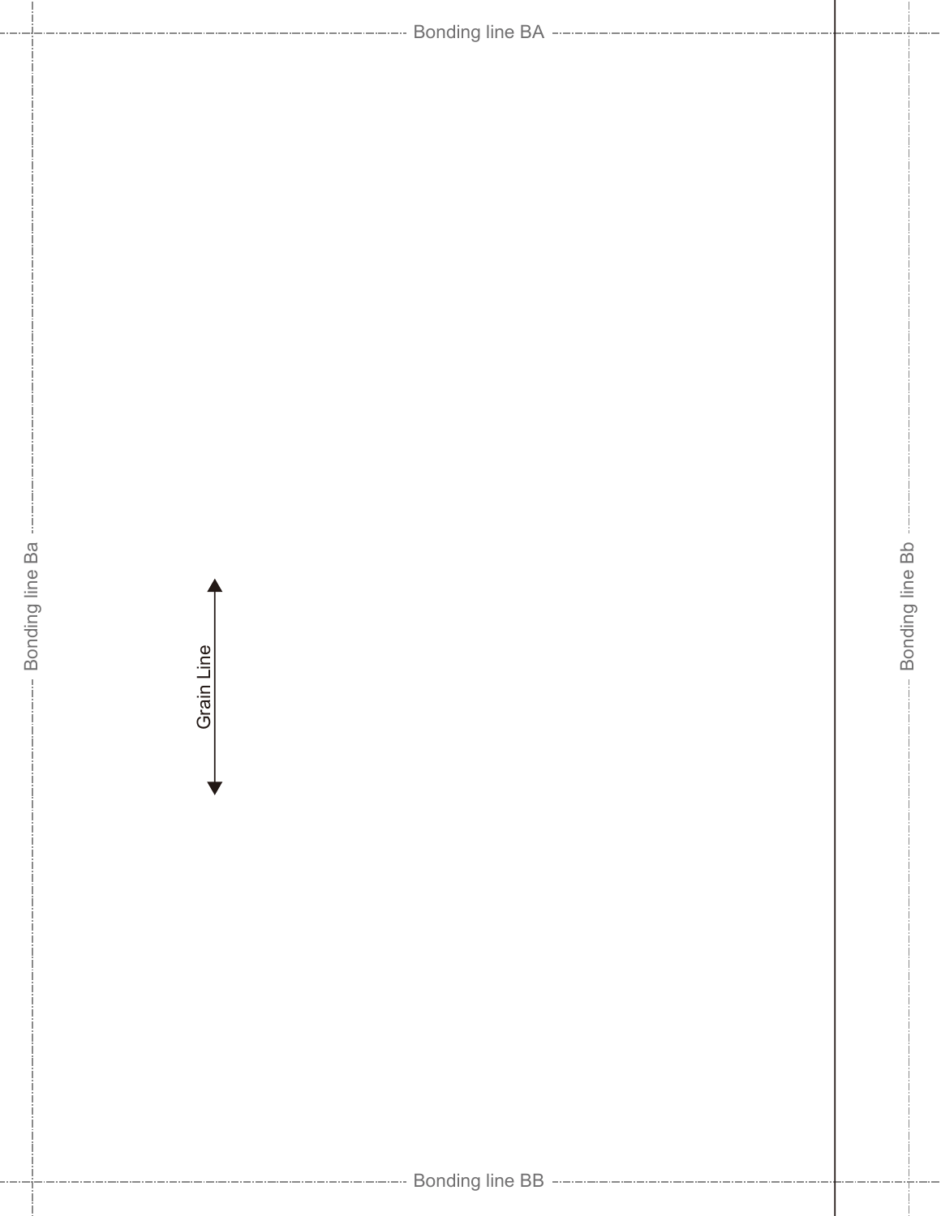Bonding line BA

Bonding line Ba

Grain Line

Bonding line Bb

Bonding line BB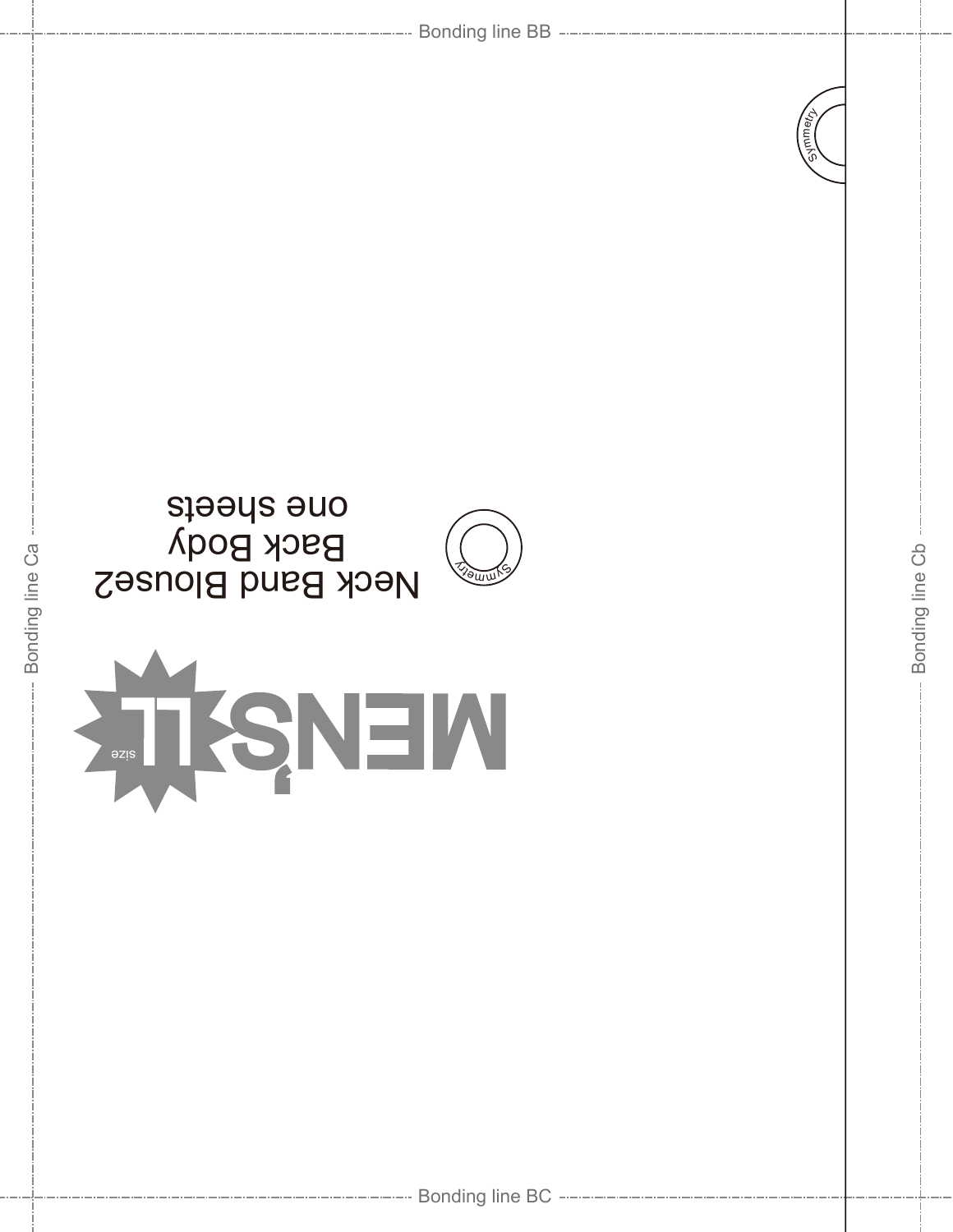Bonding line BB

Symmetry

Neck Band Blouse2
Back Body
one sheets

Symmetry

MEN'S LL size

Bonding line Ca

Bonding line Cb

Bonding line BC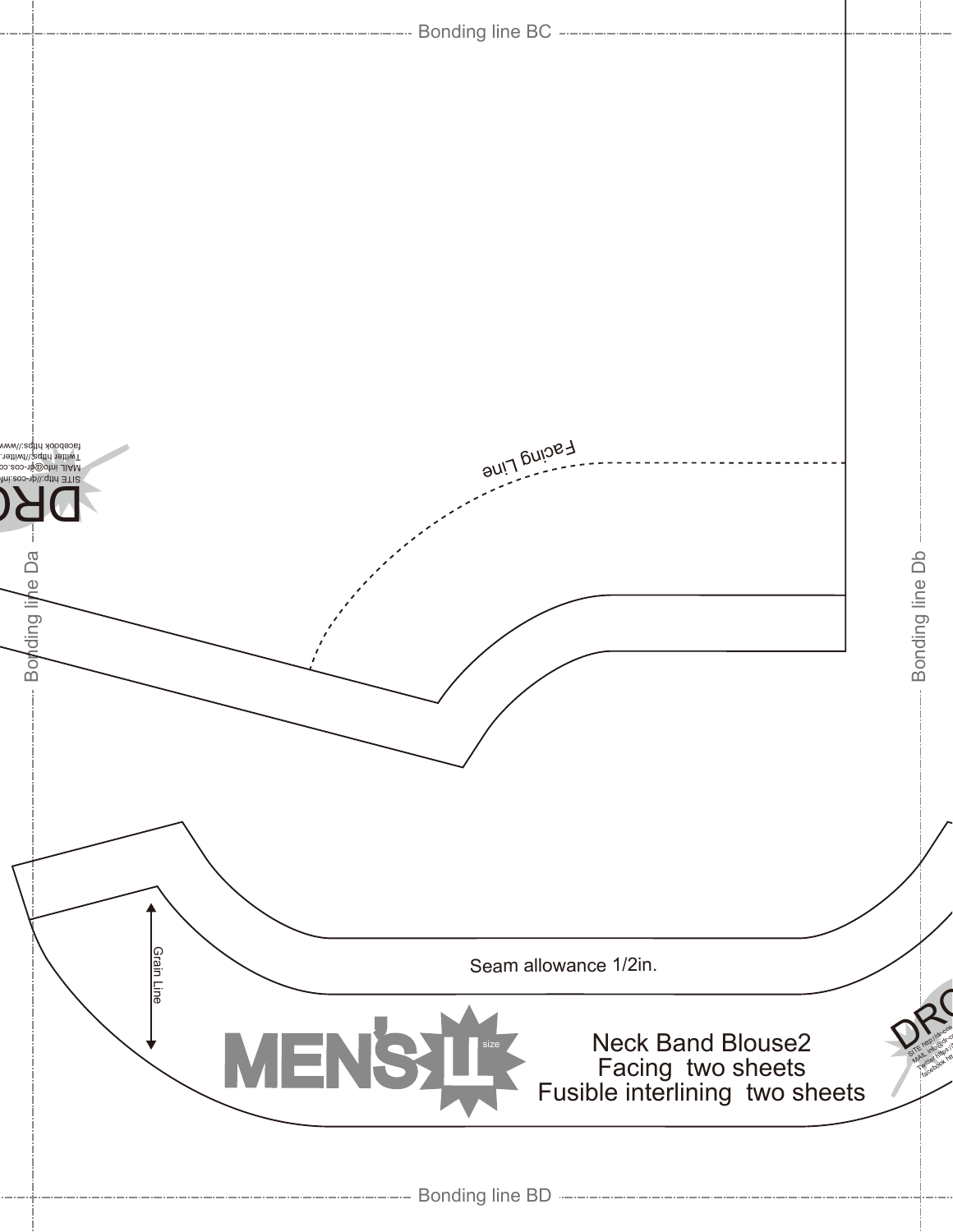Bonding line BC

Facing Line

Bonding line Da

Bonding line Db

Grain Line

Seam allowance 1/2in.

MEN'S LL size

Neck Band Blouse2
Facing two sheets
Fusible interlining two sheets

Bonding line BD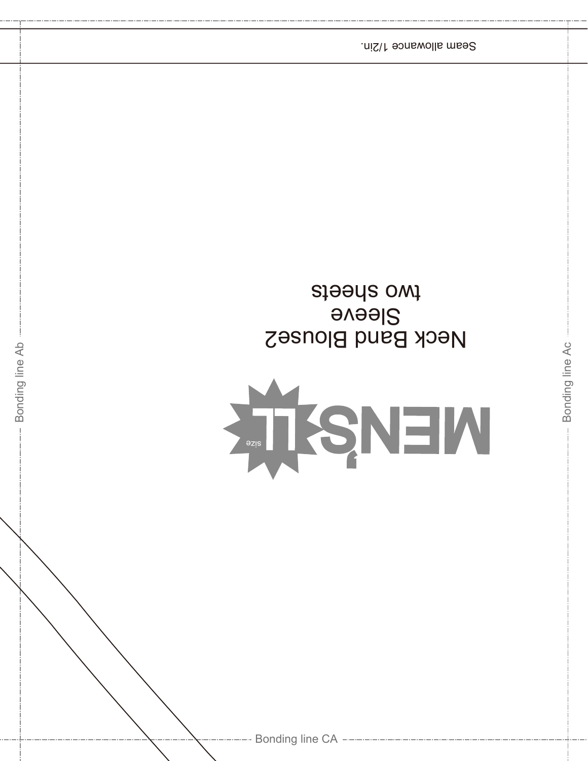Seam allowance 1/2in.

Neck Band Blouse2
Sleeve
two sheets

MEN'S LL size

Bonding line Ab

Bonding line Ac

Bonding line CA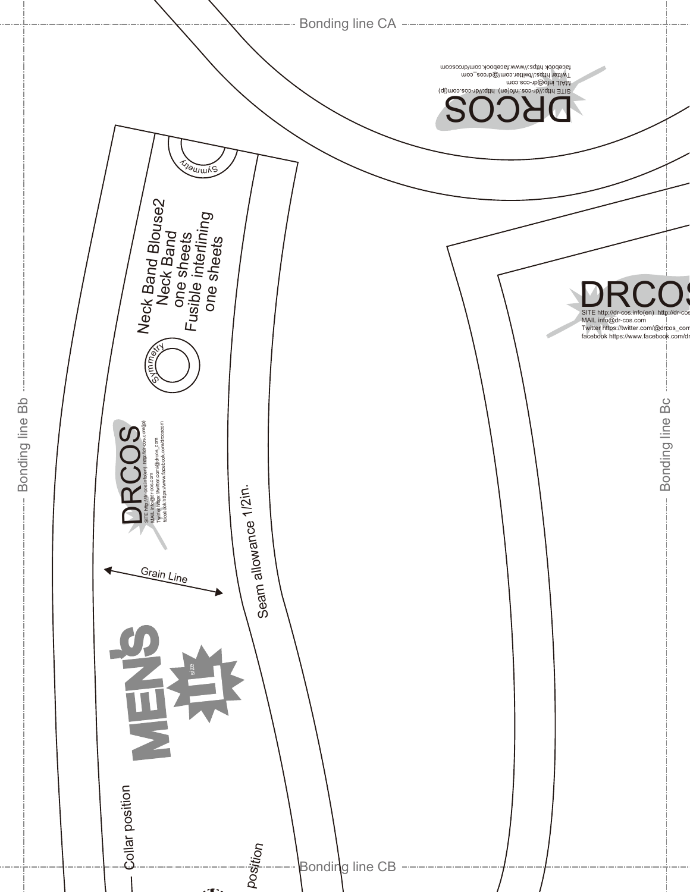Bonding line CA

DRCOS

SITE http://dr-cos.info(en) http://dr-cos.com(jp)
MAIL info@dr-cos.com
Twitter https://twitter.com/@drcos_com
facebook https://www.facebook.com/drcoscom

Symmetry

Neck Band Blouse2
Neck Band
one sheets
Fusible interlining
one sheets

Symmetry

DRCOS

SITE http://dr-cos.info(en) http://dr-cos.com(jp)
MAIL info@dr-cos.com
Twitter https://twitter.com/@drcos_com
facebook https://www.facebook.com/drcoscom

Grain Line

Seam allowance 1/2in.

MEN'S
size
LL

Collar position

position

DRCOS

SITE http://dr-cos.info(en) http://dr-cos
MAIL info@dr-cos.com
Twitter https://twitter.com/@drcos_com
facebook https://www.facebook.com/dr

Bonding line Bb

Bonding line Bc

Bonding line CB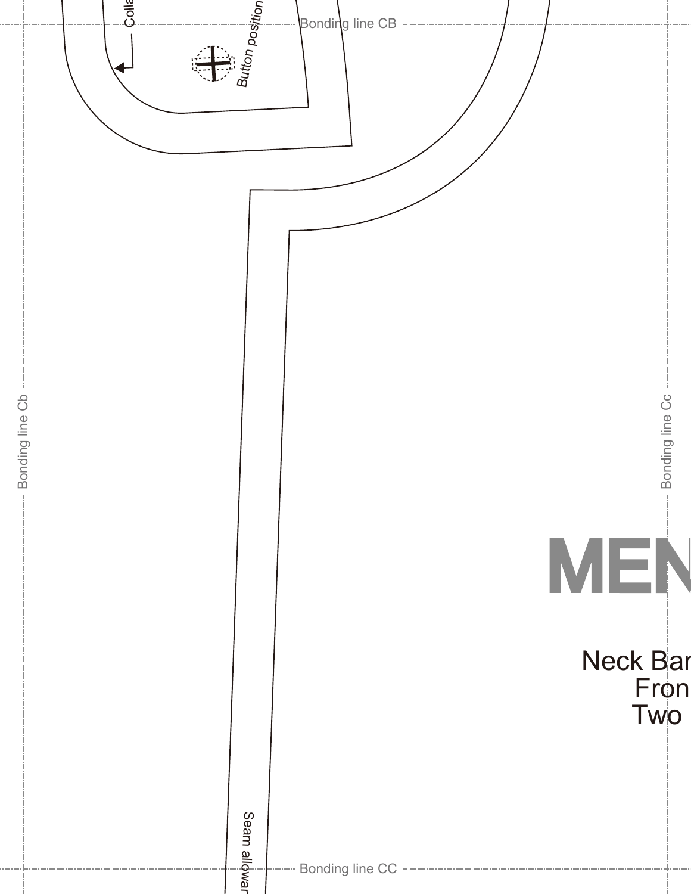Colla

Button position

Bonding line CB

Bonding line Cb

Bonding line Cc

MEN

Neck Bar
Fron
Two

Seam allowar

Bonding line CC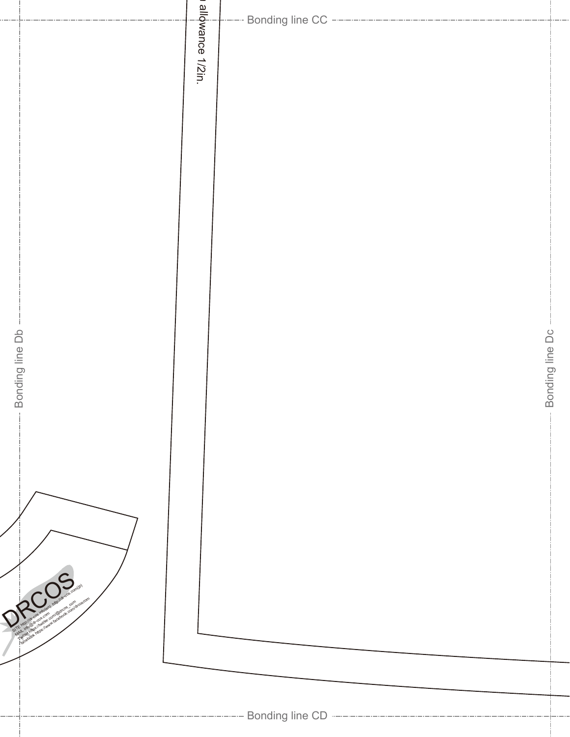Bonding line CC

n allowance 1/2in.

Bonding line Db

Bonding line Dc

DRCOS

SITE http://dr-cos.info(en) http://dr-cos.com(jp)
MAIL info@dr-cos.com
Twitter https://twitter.com/@drcos_com
facebook https://www.facebook.com/drcoscom

Bonding line CD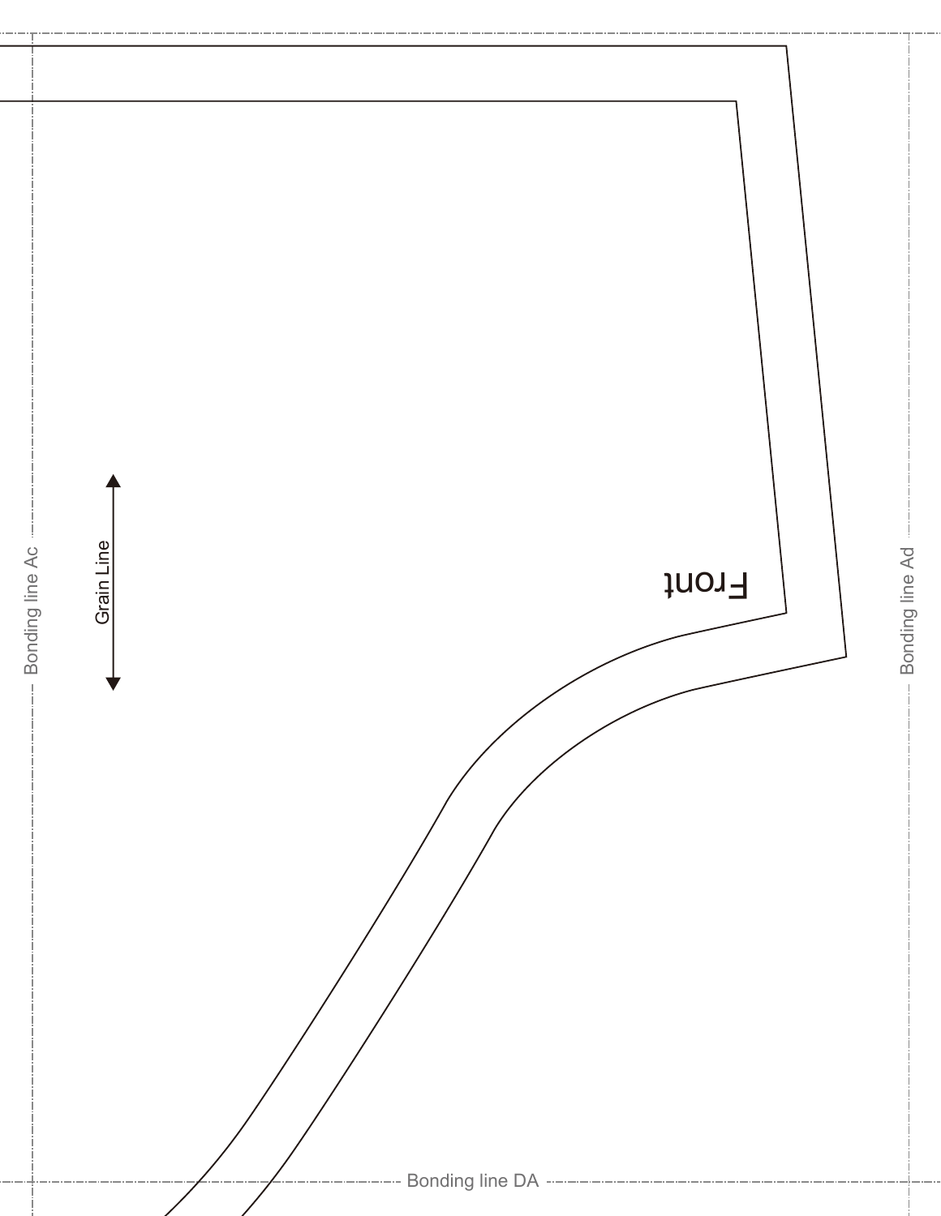Grain Line

Front

Bonding line Ac

Bonding line Ad

Bonding line DA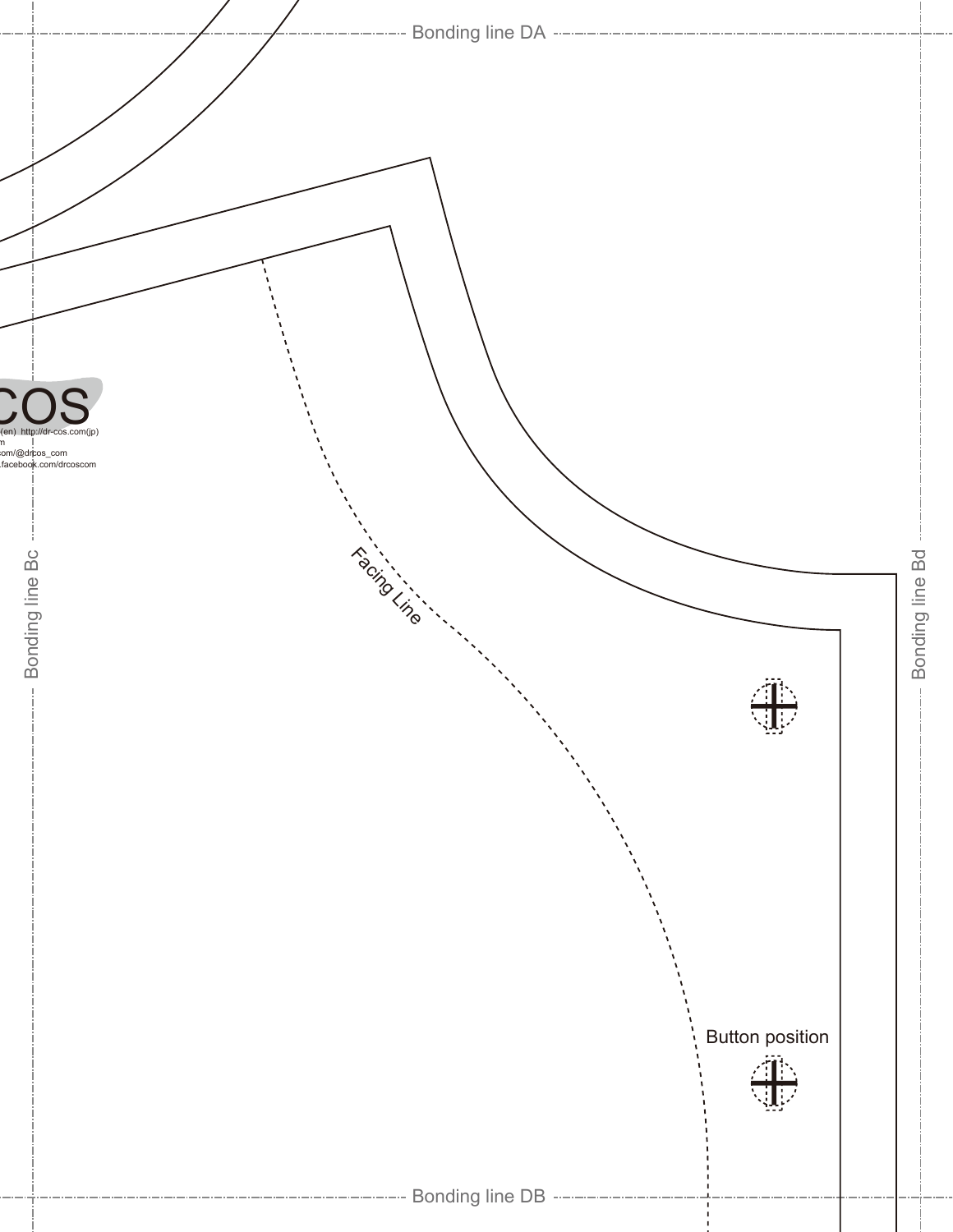Bonding line DA

COS

(en) http://dr-cos.com(jp)

m

com/@drcos_com

.facebook.com/drcoscom

Bonding line Bc

Facing Line

Bonding line Bd

Button position

Bonding line DB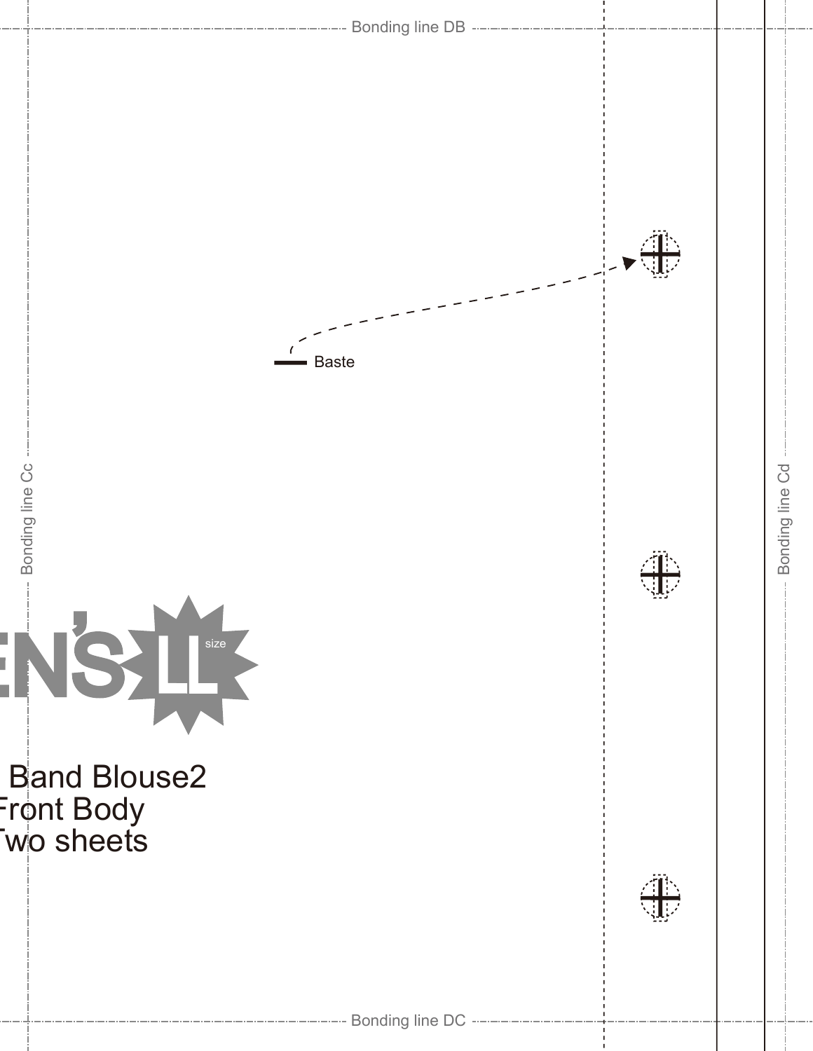Bonding line DB

Baste

Bonding line Cc

Bonding line Cd

EN'S LL size

Band Blouse2
Front Body
Two sheets

Bonding line DC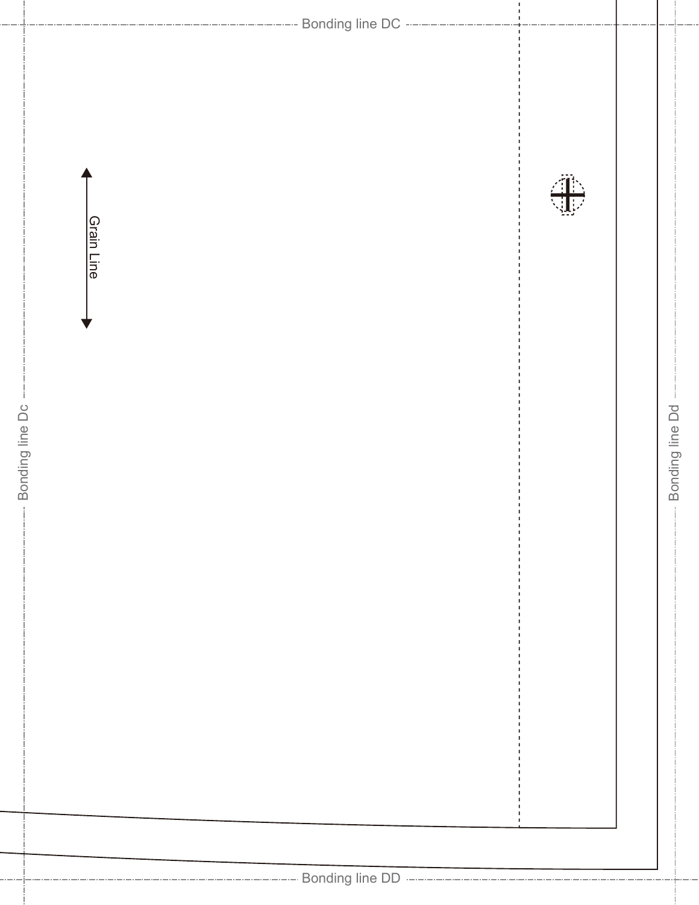Bonding line DC

Grain Line

Bonding line Dc

Bonding line Dd

Bonding line DD